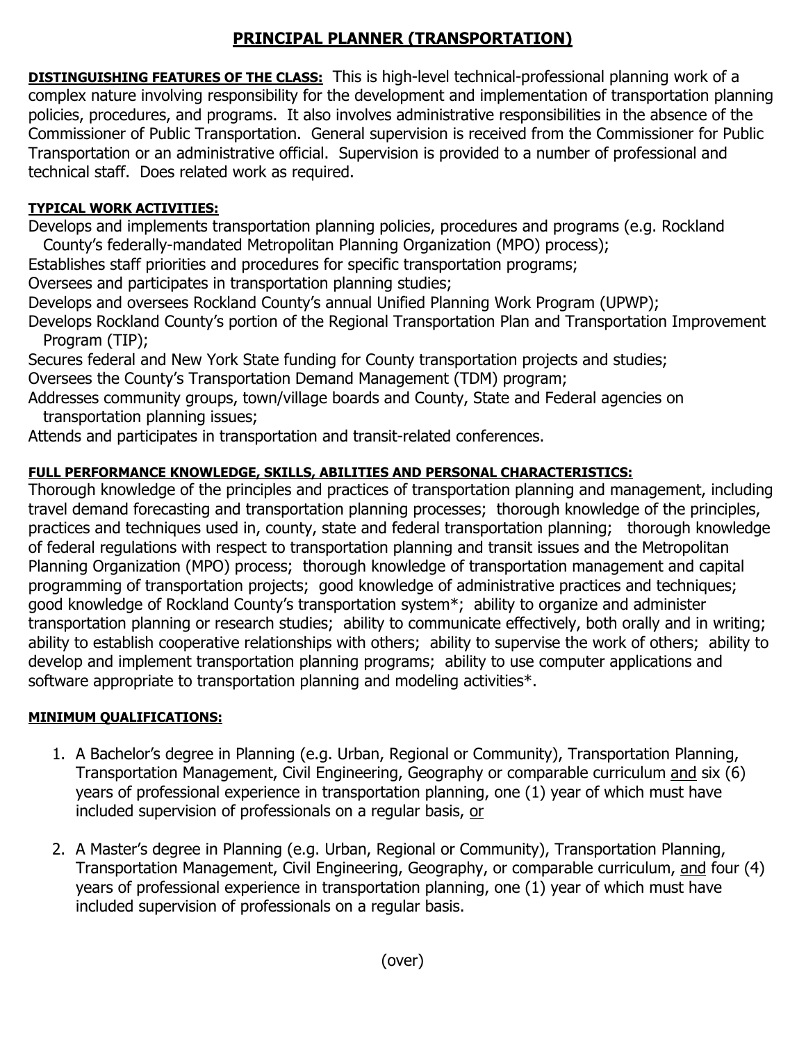# PRINCIPAL PLANNER (TRANSPORTATION)

**DISTINGUISHING FEATURES OF THE CLASS:** This is high-level technical-professional planning work of a complex nature involving responsibility for the development and implementation of transportation planning policies, procedures, and programs. It also involves administrative responsibilities in the absence of the Commissioner of Public Transportation. General supervision is received from the Commissioner for Public Transportation or an administrative official. Supervision is provided to a number of professional and technical staff. Does related work as required.

**TYPICAL WORK ACTIVITIES:**

Develops and implements transportation planning policies, procedures and programs (e.g. Rockland County's federally-mandated Metropolitan Planning Organization (MPO) process);
Establishes staff priorities and procedures for specific transportation programs;
Oversees and participates in transportation planning studies;
Develops and oversees Rockland County's annual Unified Planning Work Program (UPWP);
Develops Rockland County's portion of the Regional Transportation Plan and Transportation Improvement Program (TIP);
Secures federal and New York State funding for County transportation projects and studies;
Oversees the County's Transportation Demand Management (TDM) program;
Addresses community groups, town/village boards and County, State and Federal agencies on transportation planning issues;
Attends and participates in transportation and transit-related conferences.

**FULL PERFORMANCE KNOWLEDGE, SKILLS, ABILITIES AND PERSONAL CHARACTERISTICS:**

Thorough knowledge of the principles and practices of transportation planning and management, including travel demand forecasting and transportation planning processes; thorough knowledge of the principles, practices and techniques used in, county, state and federal transportation planning; thorough knowledge of federal regulations with respect to transportation planning and transit issues and the Metropolitan Planning Organization (MPO) process; thorough knowledge of transportation management and capital programming of transportation projects; good knowledge of administrative practices and techniques; good knowledge of Rockland County's transportation system*; ability to organize and administer transportation planning or research studies; ability to communicate effectively, both orally and in writing; ability to establish cooperative relationships with others; ability to supervise the work of others; ability to develop and implement transportation planning programs; ability to use computer applications and software appropriate to transportation planning and modeling activities*.

**MINIMUM QUALIFICATIONS:**

1. A Bachelor's degree in Planning (e.g. Urban, Regional or Community), Transportation Planning, Transportation Management, Civil Engineering, Geography or comparable curriculum and six (6) years of professional experience in transportation planning, one (1) year of which must have included supervision of professionals on a regular basis, or

2. A Master's degree in Planning (e.g. Urban, Regional or Community), Transportation Planning, Transportation Management, Civil Engineering, Geography, or comparable curriculum, and four (4) years of professional experience in transportation planning, one (1) year of which must have included supervision of professionals on a regular basis.

(over)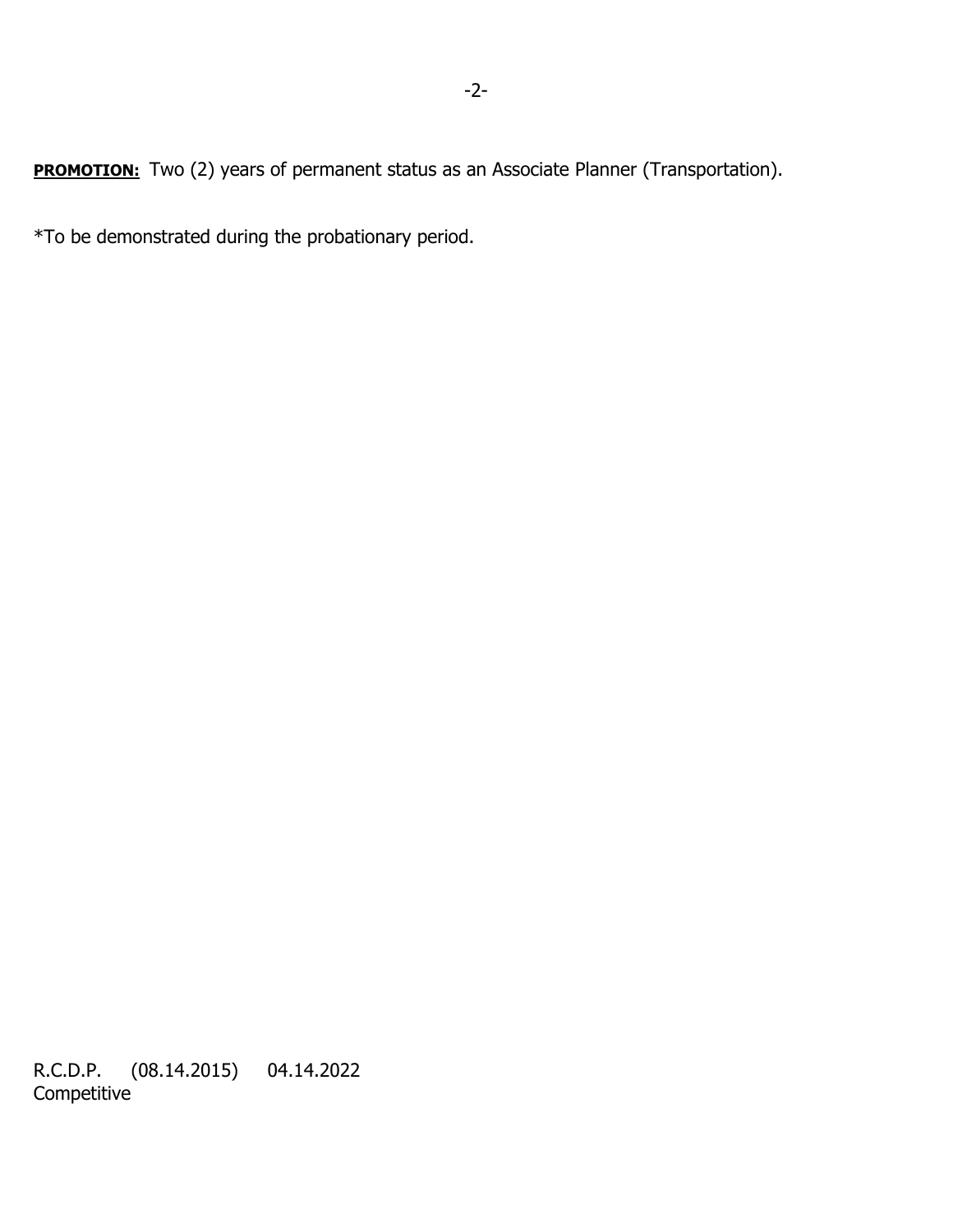**PROMOTION:** Two (2) years of permanent status as an Associate Planner (Transportation).

*To be demonstrated during the probationary period.

R.C.D.P. (08.14.2015) 04.14.2022
Competitive